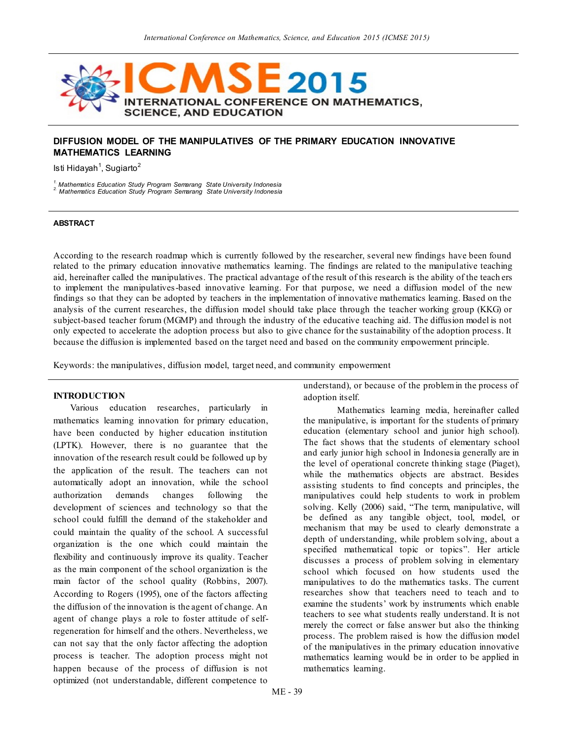# DIFFUSION MODEL OF THE MANIPULATIVES OF THE PRIMARY EDUCATION INNOVATIVE MATHEMATICS LEARNING

Isti Hidayah[1], Sugiarto[2]

[1] *Mathematics Education Study Program Semarang State University Indonesia*
[2] *Mathematics Education Study Program Semarang State University Indonesia*

## ABSTRACT

According to the research roadmap which is currently followed by the researcher, several new findings have been found related to the primary education innovative mathematics learning. The findings are related to the manipulative teaching aid, hereinafter called the manipulatives. The practical advantage of the result of this research is the ability of the teachers to implement the manipulatives-based innovative learning. For that purpose, we need a diffusion model of the new findings so that they can be adopted by teachers in the implementation of innovative mathematics learning. Based on the analysis of the current researches, the diffusion model should take place through the teacher working group (KKG) or subject-based teacher forum (MGMP) and through the industry of the educative teaching aid. The diffusion model is not only expected to accelerate the adoption process but also to give chance for the sustainability of the adoption process. It because the diffusion is implemented based on the target need and based on the community empowerment principle.

Keywords: the manipulatives, diffusion model, target need, and community empowerment

## INTRODUCTION

Various education researches, particularly in mathematics learning innovation for primary education, have been conducted by higher education institution (LPTK). However, there is no guarantee that the innovation of the research result could be followed up by the application of the result. The teachers can not automatically adopt an innovation, while the school authorization demands changes following the development of sciences and technology so that the school could fulfill the demand of the stakeholder and could maintain the quality of the school. A successful organization is the one which could maintain the flexibility and continuously improve its quality. Teacher as the main component of the school organization is the main factor of the school quality (Robbins, 2007). According to Rogers (1995), one of the factors affecting the diffusion of the innovation is the agent of change. An agent of change plays a role to foster attitude of self-regeneration for himself and the others. Nevertheless, we can not say that the only factor affecting the adoption process is teacher. The adoption process might not happen because of the process of diffusion is not optimized (not understandable, different competence to understand), or because of the problem in the process of adoption itself.

Mathematics learning media, hereinafter called the manipulative, is important for the students of primary education (elementary school and junior high school). The fact shows that the students of elementary school and early junior high school in Indonesia generally are in the level of operational concrete thinking stage (Piaget), while the mathematics objects are abstract. Besides assisting students to find concepts and principles, the manipulatives could help students to work in problem solving. Kelly (2006) said, "The term, manipulative, will be defined as any tangible object, tool, model, or mechanism that may be used to clearly demonstrate a depth of understanding, while problem solving, about a specified mathematical topic or topics". Her article discusses a process of problem solving in elementary school which focused on how students used the manipulatives to do the mathematics tasks. The current researches show that teachers need to teach and to examine the students' work by instruments which enable teachers to see what students really understand. It is not merely the correct or false answer but also the thinking process. The problem raised is how the diffusion model of the manipulatives in the primary education innovative mathematics learning would be in order to be applied in mathematics learning.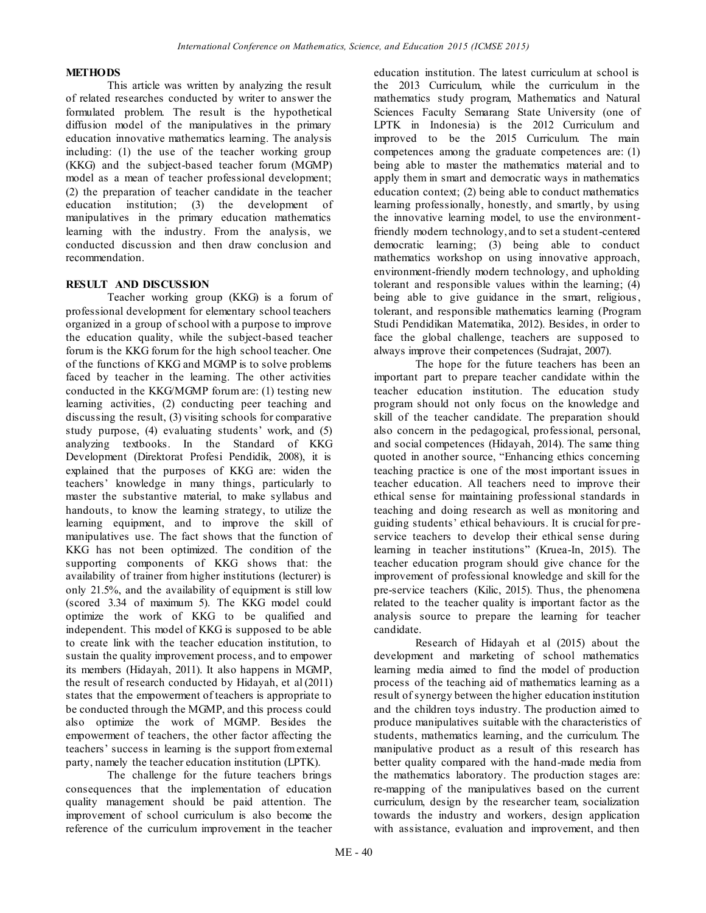**METHODS**

This article was written by analyzing the result of related researches conducted by writer to answer the formulated problem. The result is the hypothetical diffusion model of the manipulatives in the primary education innovative mathematics learning. The analysis including: (1) the use of the teacher working group (KKG) and the subject-based teacher forum (MGMP) model as a mean of teacher professional development; (2) the preparation of teacher candidate in the teacher education institution; (3) the development of manipulatives in the primary education mathematics learning with the industry. From the analysis, we conducted discussion and then draw conclusion and recommendation.

**RESULT AND DISCUSSION**

Teacher working group (KKG) is a forum of professional development for elementary school teachers organized in a group of school with a purpose to improve the education quality, while the subject-based teacher forum is the KKG forum for the high school teacher. One of the functions of KKG and MGMP is to solve problems faced by teacher in the learning. The other activities conducted in the KKG/MGMP forum are: (1) testing new learning activities, (2) conducting peer teaching and discussing the result, (3) visiting schools for comparative study purpose, (4) evaluating students' work, and (5) analyzing textbooks. In the Standard of KKG Development (Direktorat Profesi Pendidik, 2008), it is explained that the purposes of KKG are: widen the teachers' knowledge in many things, particularly to master the substantive material, to make syllabus and handouts, to know the learning strategy, to utilize the learning equipment, and to improve the skill of manipulatives use. The fact shows that the function of KKG has not been optimized. The condition of the supporting components of KKG shows that: the availability of trainer from higher institutions (lecturer) is only 21.5%, and the availability of equipment is still low (scored 3.34 of maximum 5). The KKG model could optimize the work of KKG to be qualified and independent. This model of KKG is supposed to be able to create link with the teacher education institution, to sustain the quality improvement process, and to empower its members (Hidayah, 2011). It also happens in MGMP, the result of research conducted by Hidayah, et al (2011) states that the empowerment of teachers is appropriate to be conducted through the MGMP, and this process could also optimize the work of MGMP. Besides the empowerment of teachers, the other factor affecting the teachers' success in learning is the support from external party, namely the teacher education institution (LPTK).

The challenge for the future teachers brings consequences that the implementation of education quality management should be paid attention. The improvement of school curriculum is also become the reference of the curriculum improvement in the teacher education institution. The latest curriculum at school is the 2013 Curriculum, while the curriculum in the mathematics study program, Mathematics and Natural Sciences Faculty Semarang State University (one of LPTK in Indonesia) is the 2012 Curriculum and improved to be the 2015 Curriculum. The main competences among the graduate competences are: (1) being able to master the mathematics material and to apply them in smart and democratic ways in mathematics education context; (2) being able to conduct mathematics learning professionally, honestly, and smartly, by using the innovative learning model, to use the environment-friendly modern technology, and to set a student-centered democratic learning; (3) being able to conduct mathematics workshop on using innovative approach, environment-friendly modern technology, and upholding tolerant and responsible values within the learning; (4) being able to give guidance in the smart, religious, tolerant, and responsible mathematics learning (Program Studi Pendidikan Matematika, 2012). Besides, in order to face the global challenge, teachers are supposed to always improve their competences (Sudrajat, 2007).

The hope for the future teachers has been an important part to prepare teacher candidate within the teacher education institution. The education study program should not only focus on the knowledge and skill of the teacher candidate. The preparation should also concern in the pedagogical, professional, personal, and social competences (Hidayah, 2014). The same thing quoted in another source, "Enhancing ethics concerning teaching practice is one of the most important issues in teacher education. All teachers need to improve their ethical sense for maintaining professional standards in teaching and doing research as well as monitoring and guiding students' ethical behaviours. It is crucial for pre-service teachers to develop their ethical sense during learning in teacher institutions" (Kruea-In, 2015). The teacher education program should give chance for the improvement of professional knowledge and skill for the pre-service teachers (Kilic, 2015). Thus, the phenomena related to the teacher quality is important factor as the analysis source to prepare the learning for teacher candidate.

Research of Hidayah et al (2015) about the development and marketing of school mathematics learning media aimed to find the model of production process of the teaching aid of mathematics learning as a result of synergy between the higher education institution and the children toys industry. The production aimed to produce manipulatives suitable with the characteristics of students, mathematics learning, and the curriculum. The manipulative product as a result of this research has better quality compared with the hand-made media from the mathematics laboratory. The production stages are: re-mapping of the manipulatives based on the current curriculum, design by the researcher team, socialization towards the industry and workers, design application with assistance, evaluation and improvement, and then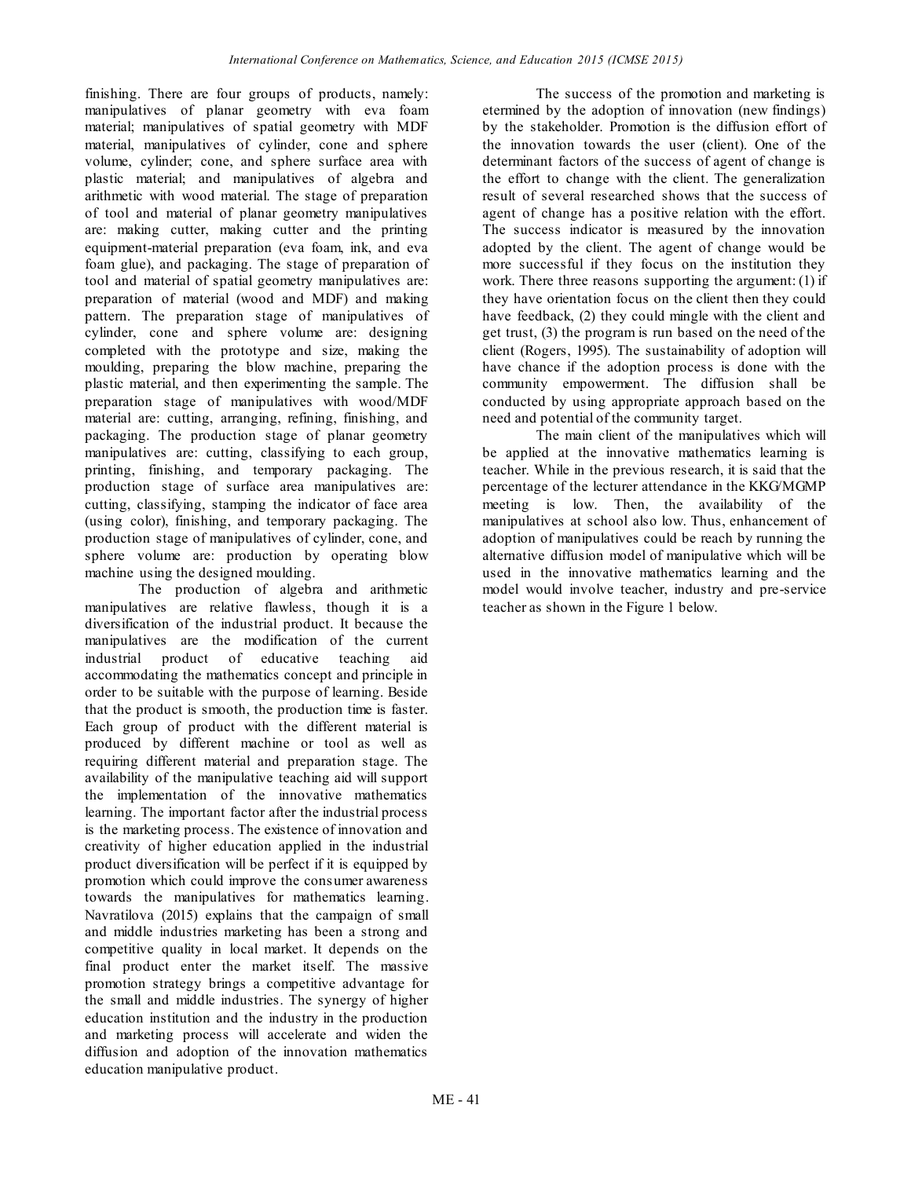finishing. There are four groups of products, namely: manipulatives of planar geometry with eva foam material; manipulatives of spatial geometry with MDF material, manipulatives of cylinder, cone and sphere volume, cylinder; cone, and sphere surface area with plastic material; and manipulatives of algebra and arithmetic with wood material. The stage of preparation of tool and material of planar geometry manipulatives are: making cutter, making cutter and the printing equipment-material preparation (eva foam, ink, and eva foam glue), and packaging. The stage of preparation of tool and material of spatial geometry manipulatives are: preparation of material (wood and MDF) and making pattern. The preparation stage of manipulatives of cylinder, cone and sphere volume are: designing completed with the prototype and size, making the moulding, preparing the blow machine, preparing the plastic material, and then experimenting the sample. The preparation stage of manipulatives with wood/MDF material are: cutting, arranging, refining, finishing, and packaging. The production stage of planar geometry manipulatives are: cutting, classifying to each group, printing, finishing, and temporary packaging. The production stage of surface area manipulatives are: cutting, classifying, stamping the indicator of face area (using color), finishing, and temporary packaging. The production stage of manipulatives of cylinder, cone, and sphere volume are: production by operating blow machine using the designed moulding.

The production of algebra and arithmetic manipulatives are relative flawless, though it is a diversification of the industrial product. It because the manipulatives are the modification of the current industrial product of educative teaching aid accommodating the mathematics concept and principle in order to be suitable with the purpose of learning. Beside that the product is smooth, the production time is faster. Each group of product with the different material is produced by different machine or tool as well as requiring different material and preparation stage. The availability of the manipulative teaching aid will support the implementation of the innovative mathematics learning. The important factor after the industrial process is the marketing process. The existence of innovation and creativity of higher education applied in the industrial product diversification will be perfect if it is equipped by promotion which could improve the consumer awareness towards the manipulatives for mathematics learning. Navratilova (2015) explains that the campaign of small and middle industries marketing has been a strong and competitive quality in local market. It depends on the final product enter the market itself. The massive promotion strategy brings a competitive advantage for the small and middle industries. The synergy of higher education institution and the industry in the production and marketing process will accelerate and widen the diffusion and adoption of the innovation mathematics education manipulative product.

The success of the promotion and marketing is etermined by the adoption of innovation (new findings) by the stakeholder. Promotion is the diffusion effort of the innovation towards the user (client). One of the determinant factors of the success of agent of change is the effort to change with the client. The generalization result of several researched shows that the success of agent of change has a positive relation with the effort. The success indicator is measured by the innovation adopted by the client. The agent of change would be more successful if they focus on the institution they work. There three reasons supporting the argument: (1) if they have orientation focus on the client then they could have feedback, (2) they could mingle with the client and get trust, (3) the program is run based on the need of the client (Rogers, 1995). The sustainability of adoption will have chance if the adoption process is done with the community empowerment. The diffusion shall be conducted by using appropriate approach based on the need and potential of the community target.

The main client of the manipulatives which will be applied at the innovative mathematics learning is teacher. While in the previous research, it is said that the percentage of the lecturer attendance in the KKG/MGMP meeting is low. Then, the availability of the manipulatives at school also low. Thus, enhancement of adoption of manipulatives could be reach by running the alternative diffusion model of manipulative which will be used in the innovative mathematics learning and the model would involve teacher, industry and pre-service teacher as shown in the Figure 1 below.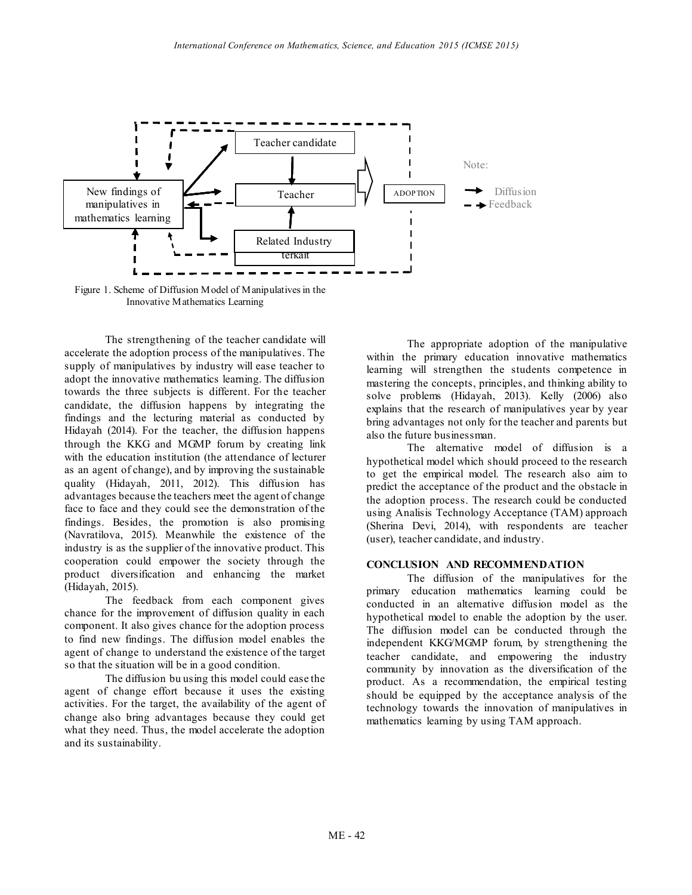Teacher candidate

New findings of manipulatives in mathematics learning

Teacher

ADOPTION

Related Industry terkait

Note:

Diffusion

Feedback

Figure 1. Scheme of Diffusion Model of Manipulatives in the Innovative Mathematics Learning

The strengthening of the teacher candidate will accelerate the adoption process of the manipulatives. The supply of manipulatives by industry will ease teacher to adopt the innovative mathematics learning. The diffusion towards the three subjects is different. For the teacher candidate, the diffusion happens by integrating the findings and the lecturing material as conducted by Hidayah (2014). For the teacher, the diffusion happens through the KKG and MGMP forum by creating link with the education institution (the attendance of lecturer as an agent of change), and by improving the sustainable quality (Hidayah, 2011, 2012). This diffusion has advantages because the teachers meet the agent of change face to face and they could see the demonstration of the findings. Besides, the promotion is also promising (Navratilova, 2015). Meanwhile the existence of the industry is as the supplier of the innovative product. This cooperation could empower the society through the product diversification and enhancing the market (Hidayah, 2015).

The feedback from each component gives chance for the improvement of diffusion quality in each component. It also gives chance for the adoption process to find new findings. The diffusion model enables the agent of change to understand the existence of the target so that the situation will be in a good condition.

The diffusion bu using this model could ease the agent of change effort because it uses the existing activities. For the target, the availability of the agent of change also bring advantages because they could get what they need. Thus, the model accelerate the adoption and its sustainability.

The appropriate adoption of the manipulative within the primary education innovative mathematics learning will strengthen the students competence in mastering the concepts, principles, and thinking ability to solve problems (Hidayah, 2013). Kelly (2006) also explains that the research of manipulatives year by year bring advantages not only for the teacher and parents but also the future businessman.

The alternative model of diffusion is a hypothetical model which should proceed to the research to get the empirical model. The research also aim to predict the acceptance of the product and the obstacle in the adoption process. The research could be conducted using Analisis Technology Acceptance (TAM) approach (Sherina Devi, 2014), with respondents are teacher (user), teacher candidate, and industry.

## CONCLUSION AND RECOMMENDATION

The diffusion of the manipulatives for the primary education mathematics learning could be conducted in an alternative diffusion model as the hypothetical model to enable the adoption by the user. The diffusion model can be conducted through the independent KKG/MGMP forum, by strengthening the teacher candidate, and empowering the industry community by innovation as the diversification of the product. As a recommendation, the empirical testing should be equipped by the acceptance analysis of the technology towards the innovation of manipulatives in mathematics learning by using TAM approach.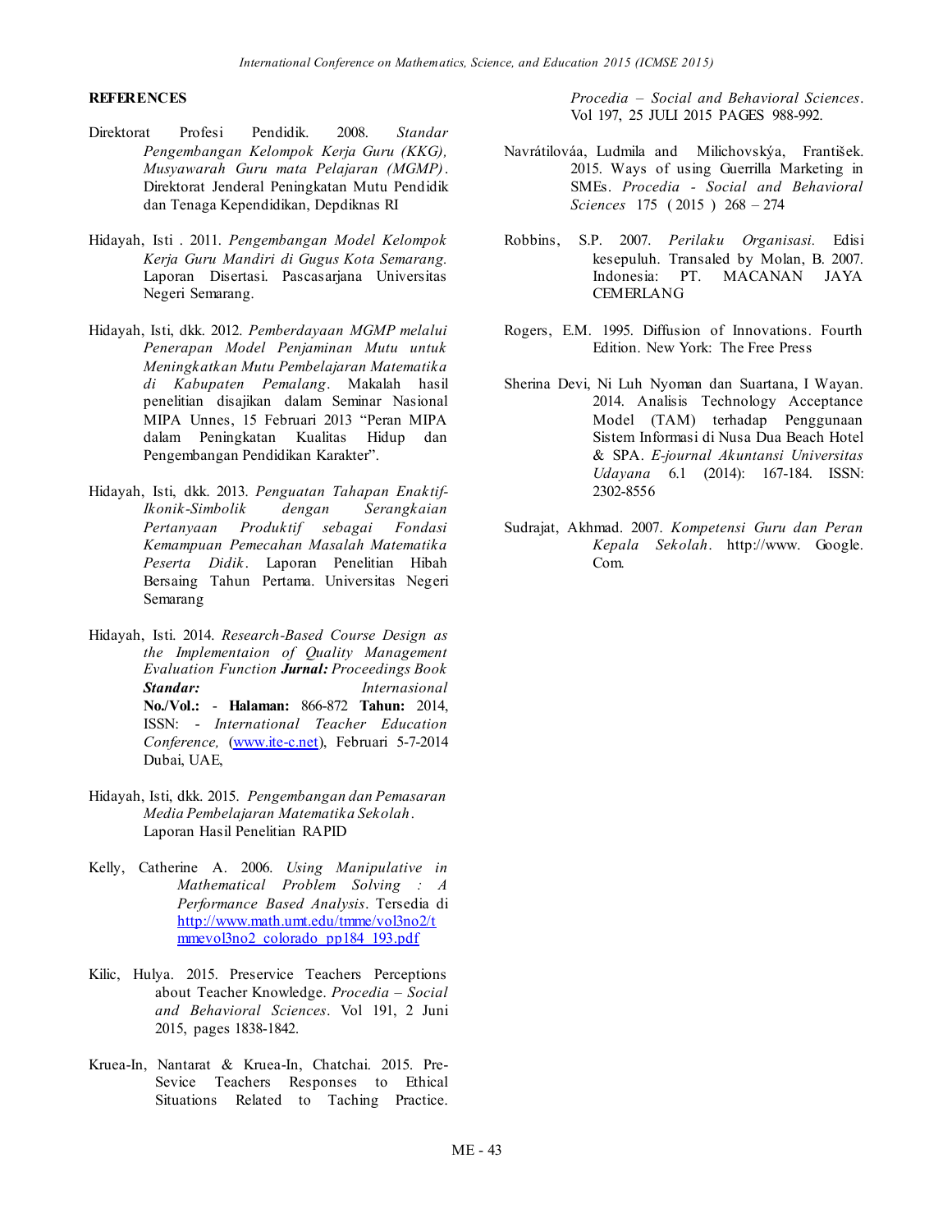**REFERENCES**

Direktorat Profesi Pendidik. 2008. *Standar Pengembangan Kelompok Kerja Guru (KKG), Musyawarah Guru mata Pelajaran (MGMP)*. Direktorat Jenderal Peningkatan Mutu Pendidik dan Tenaga Kependidikan, Depdiknas RI

Hidayah, Isti . 2011. *Pengembangan Model Kelompok Kerja Guru Mandiri di Gugus Kota Semarang.* Laporan Disertasi. Pascasarjana Universitas Negeri Semarang.

Hidayah, Isti, dkk. 2012. *Pemberdayaan MGMP melalui Penerapan Model Penjaminan Mutu untuk Meningkatkan Mutu Pembelajaran Matematika di Kabupaten Pemalang*. Makalah hasil penelitian disajikan dalam Seminar Nasional MIPA Unnes, 15 Februari 2013 "Peran MIPA dalam Peningkatan Kualitas Hidup dan Pengembangan Pendidikan Karakter".

Hidayah, Isti, dkk. 2013. *Penguatan Tahapan Enaktif-Ikonik-Simbolik dengan Serangkaian Pertanyaan Produktif sebagai Fondasi Kemampuan Pemecahan Masalah Matematika Peserta Didik*. Laporan Penelitian Hibah Bersaing Tahun Pertama. Universitas Negeri Semarang

Hidayah, Isti. 2014. *Research-Based Course Design as the Implementaion of Quality Management Evaluation Function* ***Jurnal:*** *Proceedings Book* ***Standar:*** *Internasional* **No./Vol.:** - **Halaman:** 866-872 **Tahun:** 2014, ISSN: - *International Teacher Education Conference,* (www.ite-c.net), Februari 5-7-2014 Dubai, UAE,

Hidayah, Isti, dkk. 2015. *Pengembangan dan Pemasaran Media Pembelajaran Matematika Sekolah*. Laporan Hasil Penelitian RAPID

Kelly, Catherine A. 2006. *Using Manipulative in Mathematical Problem Solving : A Performance Based Analysis*. Tersedia di http://www.math.umt.edu/tmme/vol3no2/tmmevol3no2_colorado_pp184_193.pdf

Kilic, Hulya. 2015. Preservice Teachers Perceptions about Teacher Knowledge. *Procedia – Social and Behavioral Sciences*. Vol 191, 2 Juni 2015, pages 1838-1842.

Kruea-In, Nantarat & Kruea-In, Chatchai. 2015. Pre-Sevice Teachers Responses to Ethical Situations Related to Taching Practice. *Procedia – Social and Behavioral Sciences*. Vol 197, 25 JULI 2015 PAGES 988-992.

Navrátilováa, Ludmila and Milichovskýa, František. 2015. Ways of using Guerrilla Marketing in SMEs. *Procedia - Social and Behavioral Sciences* 175 ( 2015 ) 268 – 274

Robbins, S.P. 2007. *Perilaku Organisasi.* Edisi kesepuluh. Transaled by Molan, B. 2007. Indonesia: PT. MACANAN JAYA CEMERLANG

Rogers, E.M. 1995. Diffusion of Innovations. Fourth Edition. New York: The Free Press

Sherina Devi, Ni Luh Nyoman dan Suartana, I Wayan. 2014. Analisis Technology Acceptance Model (TAM) terhadap Penggunaan Sistem Informasi di Nusa Dua Beach Hotel & SPA. *E-journal Akuntansi Universitas Udayana* 6.1 (2014): 167-184. ISSN: 2302-8556

Sudrajat, Akhmad. 2007. *Kompetensi Guru dan Peran Kepala Sekolah*. http://www. Google. Com.